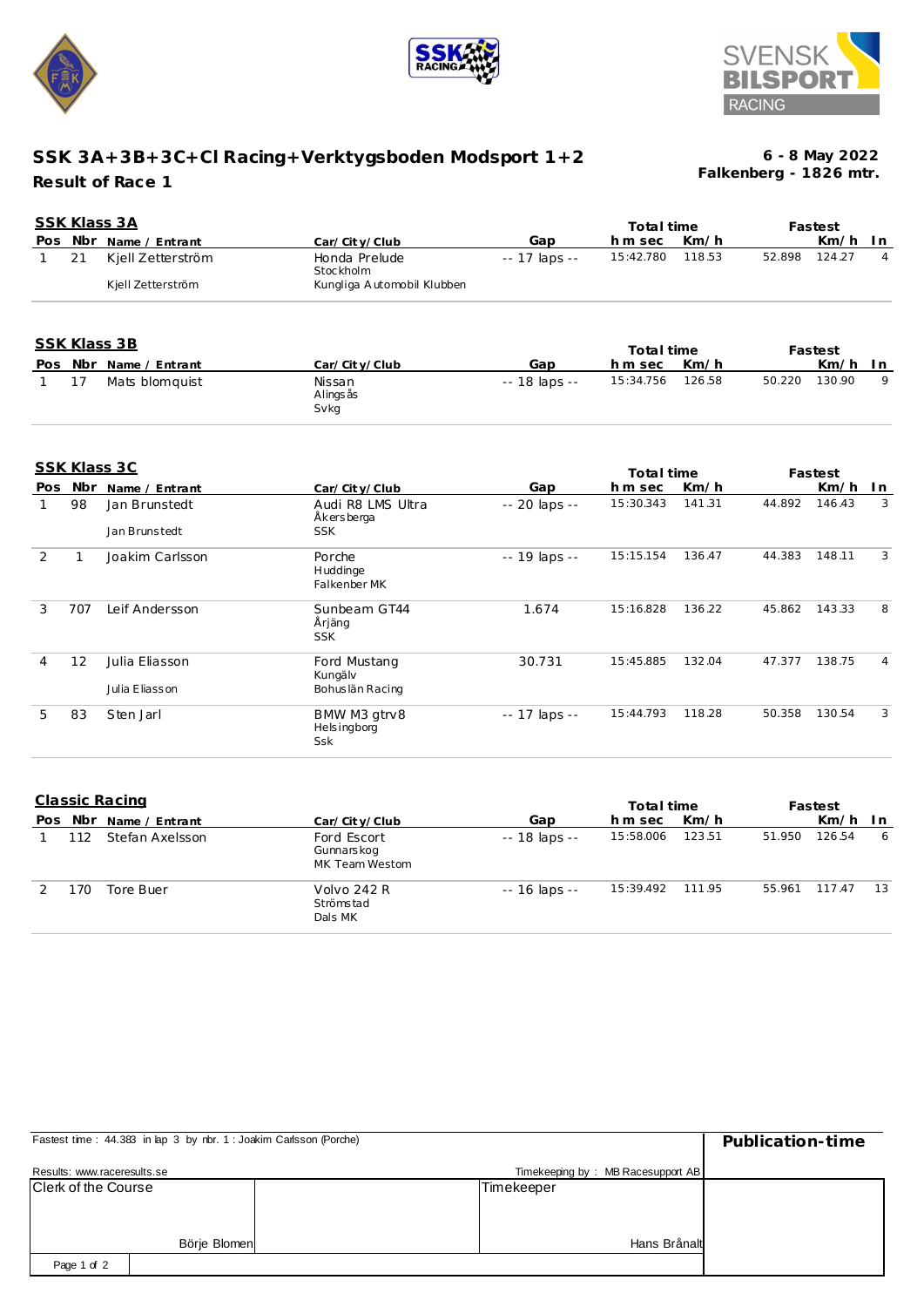# SSK 3A+3B+3C+CI Racing+Verktygsboden Modsport 1+2

**Result of Race 1**

**6 - 8 May 2022**
**Falkenberg - 1826 mtr.**

## SSK Klass 3A

| Pos | Nbr | Name / Entrant | Car/City/Club | Gap | Total time h m sec | Km/h | Fastest | Km/h | In |
|---|---|---|---|---|---|---|---|---|---|
| 1 | 21 | Kjell Zetterström<br>Kjell Zetterström | Honda Prelude<br>Stockholm<br>Kungliga Automobil Klubben | -- 17 laps -- | 15:42.780 | 118.53 | 52.898 | 124.27 | 4 |

## SSK Klass 3B

| Pos | Nbr | Name / Entrant | Car/City/Club | Gap | Total time h m sec | Km/h | Fastest | Km/h | In |
|---|---|---|---|---|---|---|---|---|---|
| 1 | 17 | Mats blomquist | Nissan<br>Alingsås<br>Svkg | -- 18 laps -- | 15:34.756 | 126.58 | 50.220 | 130.90 | 9 |

## SSK Klass 3C

| Pos | Nbr | Name / Entrant | Car/City/Club | Gap | Total time h m sec | Km/h | Fastest | Km/h | In |
|---|---|---|---|---|---|---|---|---|---|
| 1 | 98 | Jan Brunstedt<br>Jan Brunstedt | Audi R8 LMS Ultra<br>Åkersberga<br>SSK | -- 20 laps -- | 15:30.343 | 141.31 | 44.892 | 146.43 | 3 |
| 2 | 1 | Joakim Carlsson | Porche<br>Huddinge<br>Falkenber MK | -- 19 laps -- | 15:15.154 | 136.47 | 44.383 | 148.11 | 3 |
| 3 | 707 | Leif Andersson | Sunbeam GT44<br>Årjäng<br>SSK | 1.674 | 15:16.828 | 136.22 | 45.862 | 143.33 | 8 |
| 4 | 12 | Julia Eliasson<br>Julia Eliasson | Ford Mustang<br>Kungälv<br>Bohuslän Racing | 30.731 | 15:45.885 | 132.04 | 47.377 | 138.75 | 4 |
| 5 | 83 | Sten Jarl | BMW M3 gtrv8<br>Helsingborg<br>Ssk | -- 17 laps -- | 15:44.793 | 118.28 | 50.358 | 130.54 | 3 |

## Classic Racing

| Pos | Nbr | Name / Entrant | Car/City/Club | Gap | Total time h m sec | Km/h | Fastest | Km/h | In |
|---|---|---|---|---|---|---|---|---|---|
| 1 | 112 | Stefan Axelsson | Ford Escort<br>Gunnarskog<br>MK Team Westom | -- 18 laps -- | 15:58.006 | 123.51 | 51.950 | 126.54 | 6 |
| 2 | 170 | Tore Buer | Volvo 242 R<br>Strömstad<br>Dals MK | -- 16 laps -- | 15:39.492 | 111.95 | 55.961 | 117.47 | 13 |

Fastest time : 44.383 in lap 3 by nbr. 1 : Joakim Carlsson (Porche)

**Publication-time**

Results: www.raceresults.se

Timekeeping by : MB Racesupport AB

| Clerk of the Course | Timekeeper |
|---|---|
| Börje Blomen | Hans Brånalt |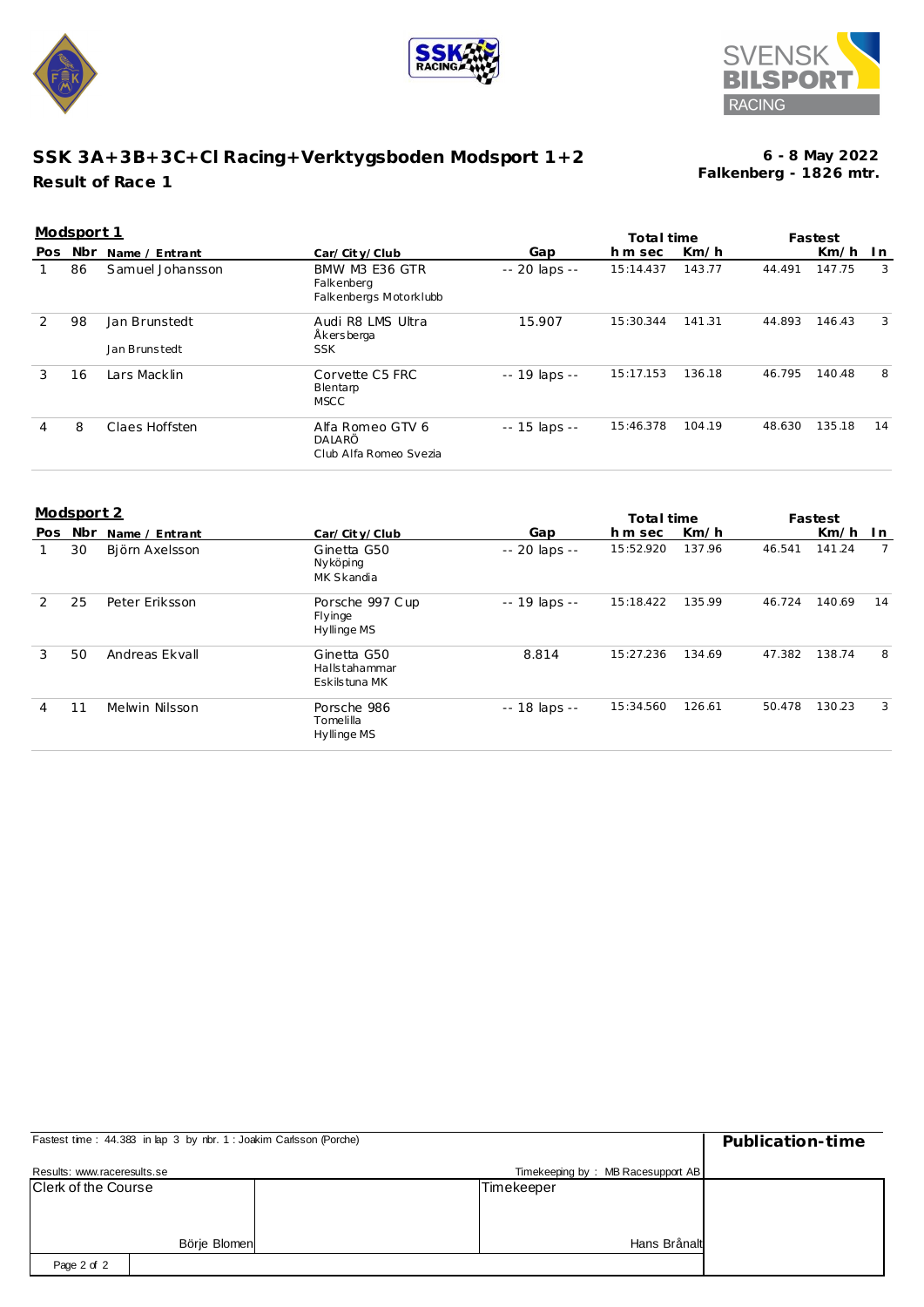# SSK 3A+3B+3C+CI Racing+Verktygsboden Modsport 1+2

**Result of Race 1**

**6 - 8 May 2022**
**Falkenberg - 1826 mtr.**

## Modsport 1

| Pos | Nbr | Name / Entrant | Car/City/Club | Gap | Total time h m sec | Km/h | Fastest | Km/h | In |
|---|---|---|---|---|---|---|---|---|---|
| 1 | 86 | Samuel Johansson | BMW M3 E36 GTR<br>Falkenberg<br>Falkenbergs Motorklubb | -- 20 laps -- | 15:14.437 | 143.77 | 44.491 | 147.75 | 3 |
| 2 | 98 | Jan Brunstedt<br>Jan Brunstedt | Audi R8 LMS Ultra<br>Åkersberga<br>SSK | 15.907 | 15:30.344 | 141.31 | 44.893 | 146.43 | 3 |
| 3 | 16 | Lars Macklin | Corvette C5 FRC<br>Blentarp<br>MSCC | -- 19 laps -- | 15:17.153 | 136.18 | 46.795 | 140.48 | 8 |
| 4 | 8 | Claes Hoffsten | Alfa Romeo GTV 6<br>DALARÖ<br>Club Alfa Romeo Svezia | -- 15 laps -- | 15:46.378 | 104.19 | 48.630 | 135.18 | 14 |

## Modsport 2

| Pos | Nbr | Name / Entrant | Car/City/Club | Gap | Total time h m sec | Km/h | Fastest | Km/h | In |
|---|---|---|---|---|---|---|---|---|---|
| 1 | 30 | Björn Axelsson | Ginetta G50<br>Nyköping<br>MK Skandia | -- 20 laps -- | 15:52.920 | 137.96 | 46.541 | 141.24 | 7 |
| 2 | 25 | Peter Eriksson | Porsche 997 Cup<br>Flyinge<br>Hyllinge MS | -- 19 laps -- | 15:18.422 | 135.99 | 46.724 | 140.69 | 14 |
| 3 | 50 | Andreas Ekvall | Ginetta G50<br>Hallstahammar<br>Eskilstuna MK | 8.814 | 15:27.236 | 134.69 | 47.382 | 138.74 | 8 |
| 4 | 11 | Melwin Nilsson | Porsche 986<br>Tomelilla<br>Hyllinge MS | -- 18 laps -- | 15:34.560 | 126.61 | 50.478 | 130.23 | 3 |

Fastest time : 44.383 in lap 3 by nbr. 1 : Joakim Carlsson (Porche)

**Publication-time**

Results: www.raceresults.se

Timekeeping by : MB Racesupport AB

| Clerk of the Course | Timekeeper |
|---|---|
| Börje Blomen | Hans Brånalt |